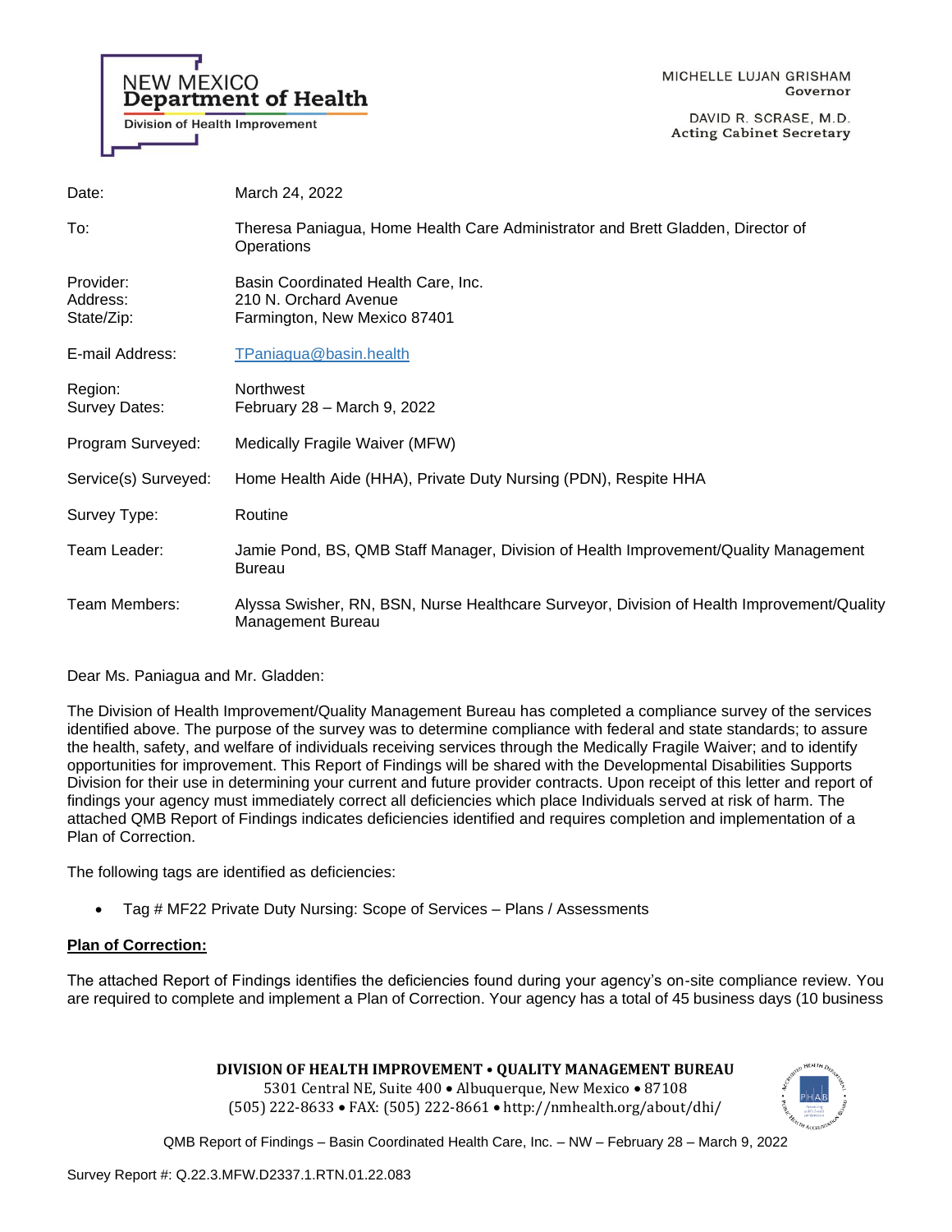NEW MEXICO
**Department of Health**
Division of Health Improvement

MICHELLE LUJAN GRISHAM
Governor

DAVID R. SCRASE, M.D.
Acting Cabinet Secretary

| | |
|---|---|
| Date: | March 24, 2022 |
| To: | Theresa Paniagua, Home Health Care Administrator and Brett Gladden, Director of Operations |
| Provider:<br>Address:<br>State/Zip: | Basin Coordinated Health Care, Inc.<br>210 N. Orchard Avenue<br>Farmington, New Mexico 87401 |
| E-mail Address: | TPaniagua@basin.health |
| Region:<br>Survey Dates: | Northwest<br>February 28 – March 9, 2022 |
| Program Surveyed: | Medically Fragile Waiver (MFW) |
| Service(s) Surveyed: | Home Health Aide (HHA), Private Duty Nursing (PDN), Respite HHA |
| Survey Type: | Routine |
| Team Leader: | Jamie Pond, BS, QMB Staff Manager, Division of Health Improvement/Quality Management Bureau |
| Team Members: | Alyssa Swisher, RN, BSN, Nurse Healthcare Surveyor, Division of Health Improvement/Quality Management Bureau |

Dear Ms. Paniagua and Mr. Gladden:

The Division of Health Improvement/Quality Management Bureau has completed a compliance survey of the services identified above. The purpose of the survey was to determine compliance with federal and state standards; to assure the health, safety, and welfare of individuals receiving services through the Medically Fragile Waiver; and to identify opportunities for improvement. This Report of Findings will be shared with the Developmental Disabilities Supports Division for their use in determining your current and future provider contracts. Upon receipt of this letter and report of findings your agency must immediately correct all deficiencies which place Individuals served at risk of harm. The attached QMB Report of Findings indicates deficiencies identified and requires completion and implementation of a Plan of Correction.

The following tags are identified as deficiencies:

- Tag # MF22 Private Duty Nursing: Scope of Services – Plans / Assessments

**Plan of Correction:**

The attached Report of Findings identifies the deficiencies found during your agency's on-site compliance review. You are required to complete and implement a Plan of Correction. Your agency has a total of 45 business days (10 business

**DIVISION OF HEALTH IMPROVEMENT • QUALITY MANAGEMENT BUREAU**
5301 Central NE, Suite 400 • Albuquerque, New Mexico • 87108
(505) 222-8633 • FAX: (505) 222-8661 • http://nmhealth.org/about/dhi/

QMB Report of Findings – Basin Coordinated Health Care, Inc. – NW – February 28 – March 9, 2022

Survey Report #: Q.22.3.MFW.D2337.1.RTN.01.22.083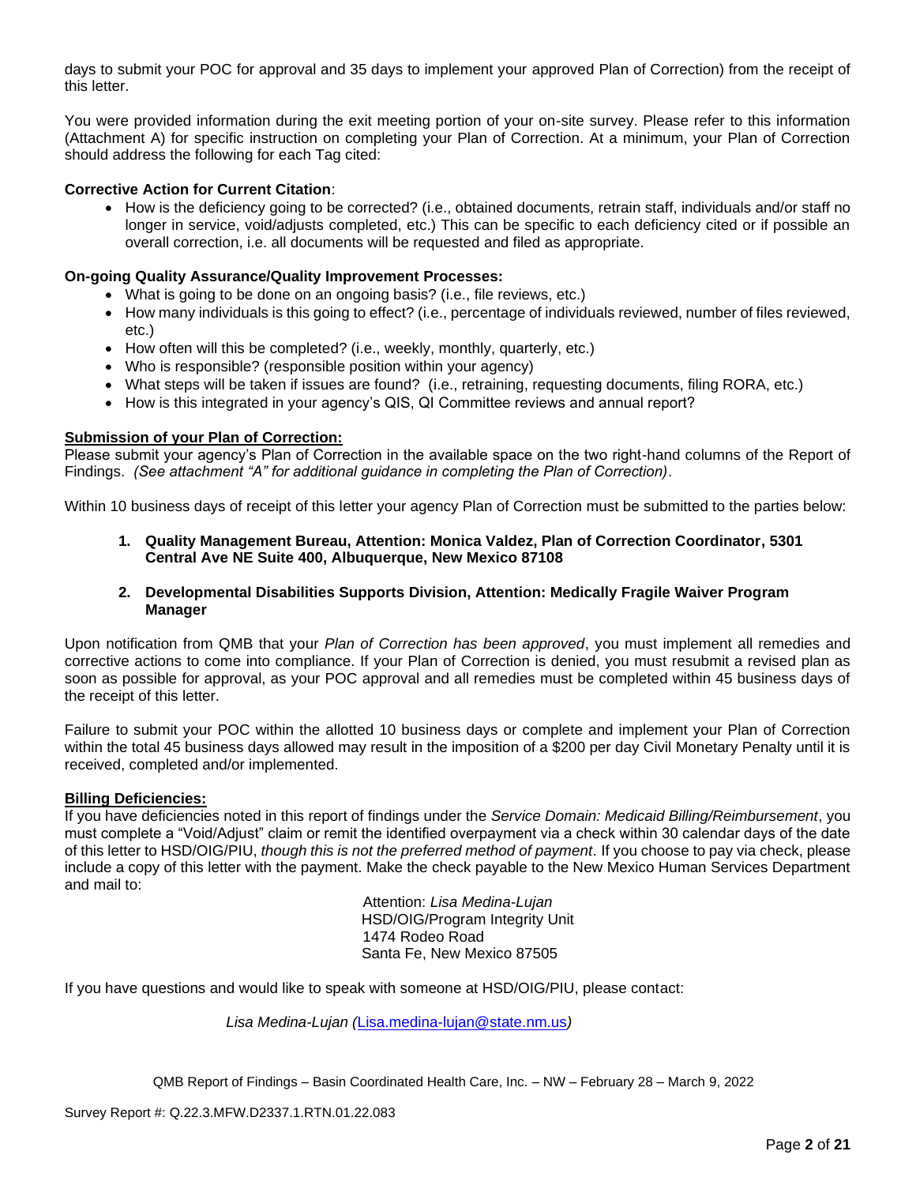days to submit your POC for approval and 35 days to implement your approved Plan of Correction) from the receipt of this letter.

You were provided information during the exit meeting portion of your on-site survey. Please refer to this information (Attachment A) for specific instruction on completing your Plan of Correction. At a minimum, your Plan of Correction should address the following for each Tag cited:

**Corrective Action for Current Citation**:

- How is the deficiency going to be corrected? (i.e., obtained documents, retrain staff, individuals and/or staff no longer in service, void/adjusts completed, etc.) This can be specific to each deficiency cited or if possible an overall correction, i.e. all documents will be requested and filed as appropriate.

**On-going Quality Assurance/Quality Improvement Processes:**

- What is going to be done on an ongoing basis? (i.e., file reviews, etc.)
- How many individuals is this going to effect? (i.e., percentage of individuals reviewed, number of files reviewed, etc.)
- How often will this be completed? (i.e., weekly, monthly, quarterly, etc.)
- Who is responsible? (responsible position within your agency)
- What steps will be taken if issues are found? (i.e., retraining, requesting documents, filing RORA, etc.)
- How is this integrated in your agency's QIS, QI Committee reviews and annual report?

**Submission of your Plan of Correction:**

Please submit your agency's Plan of Correction in the available space on the two right-hand columns of the Report of Findings. *(See attachment "A" for additional guidance in completing the Plan of Correction)*.

Within 10 business days of receipt of this letter your agency Plan of Correction must be submitted to the parties below:

1. **Quality Management Bureau, Attention: Monica Valdez, Plan of Correction Coordinator, 5301 Central Ave NE Suite 400, Albuquerque, New Mexico 87108**

2. **Developmental Disabilities Supports Division, Attention: Medically Fragile Waiver Program Manager**

Upon notification from QMB that your *Plan of Correction has been approved*, you must implement all remedies and corrective actions to come into compliance. If your Plan of Correction is denied, you must resubmit a revised plan as soon as possible for approval, as your POC approval and all remedies must be completed within 45 business days of the receipt of this letter.

Failure to submit your POC within the allotted 10 business days or complete and implement your Plan of Correction within the total 45 business days allowed may result in the imposition of a $200 per day Civil Monetary Penalty until it is received, completed and/or implemented.

**Billing Deficiencies:**

If you have deficiencies noted in this report of findings under the *Service Domain: Medicaid Billing/Reimbursement*, you must complete a "Void/Adjust" claim or remit the identified overpayment via a check within 30 calendar days of the date of this letter to HSD/OIG/PIU, *though this is not the preferred method of payment*. If you choose to pay via check, please include a copy of this letter with the payment. Make the check payable to the New Mexico Human Services Department and mail to:

Attention: *Lisa Medina-Lujan*
HSD/OIG/Program Integrity Unit
1474 Rodeo Road
Santa Fe, New Mexico 87505

If you have questions and would like to speak with someone at HSD/OIG/PIU, please contact:

*Lisa Medina-Lujan (*Lisa.medina-lujan@state.nm.us*)*

QMB Report of Findings – Basin Coordinated Health Care, Inc. – NW – February 28 – March 9, 2022

Survey Report #: Q.22.3.MFW.D2337.1.RTN.01.22.083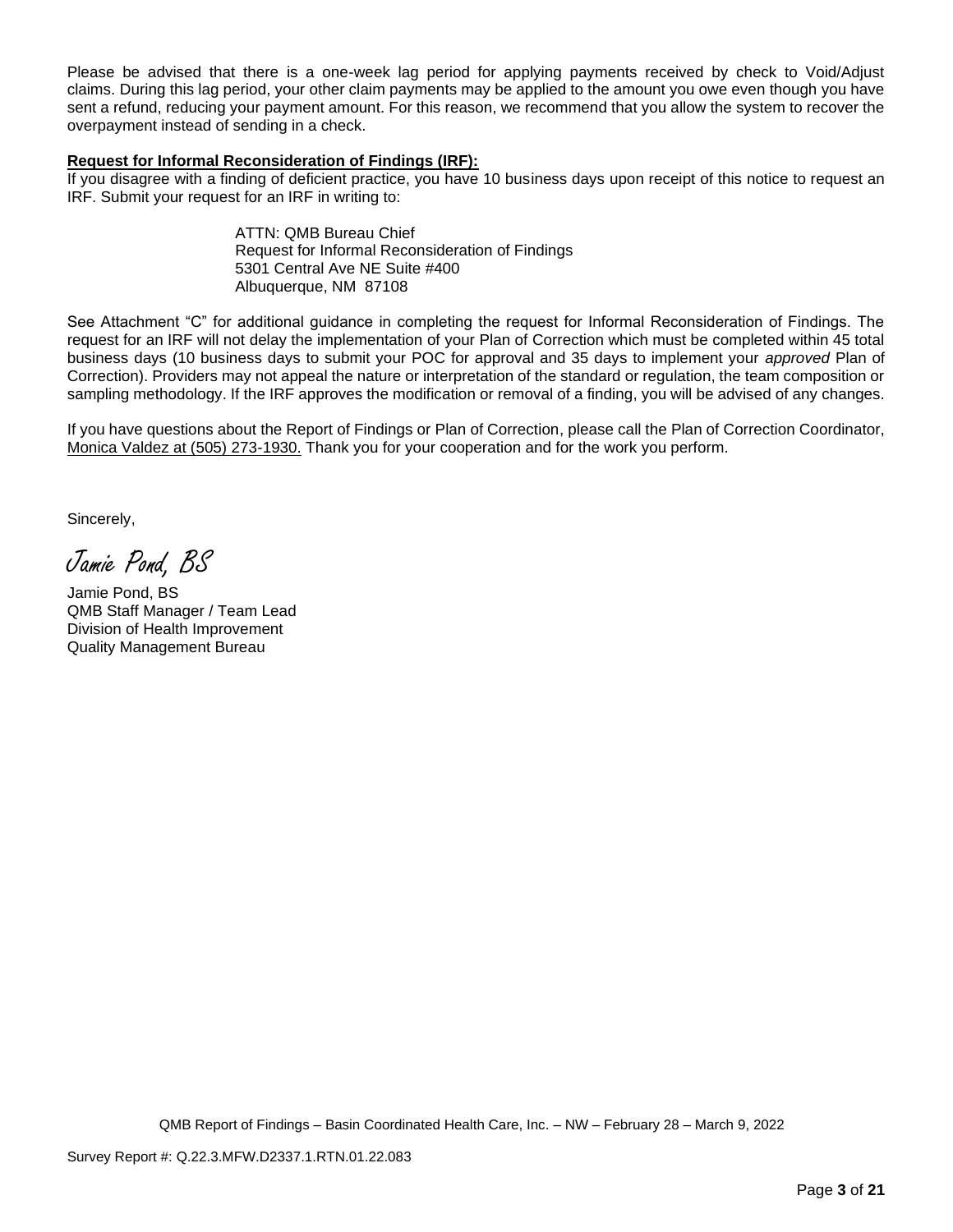Please be advised that there is a one-week lag period for applying payments received by check to Void/Adjust claims. During this lag period, your other claim payments may be applied to the amount you owe even though you have sent a refund, reducing your payment amount. For this reason, we recommend that you allow the system to recover the overpayment instead of sending in a check.

**Request for Informal Reconsideration of Findings (IRF):**

If you disagree with a finding of deficient practice, you have 10 business days upon receipt of this notice to request an IRF. Submit your request for an IRF in writing to:

ATTN: QMB Bureau Chief
Request for Informal Reconsideration of Findings
5301 Central Ave NE Suite #400
Albuquerque, NM 87108

See Attachment "C" for additional guidance in completing the request for Informal Reconsideration of Findings. The request for an IRF will not delay the implementation of your Plan of Correction which must be completed within 45 total business days (10 business days to submit your POC for approval and 35 days to implement your *approved* Plan of Correction). Providers may not appeal the nature or interpretation of the standard or regulation, the team composition or sampling methodology. If the IRF approves the modification or removal of a finding, you will be advised of any changes.

If you have questions about the Report of Findings or Plan of Correction, please call the Plan of Correction Coordinator, Monica Valdez at (505) 273-1930. Thank you for your cooperation and for the work you perform.

Sincerely,

*Jamie Pond, BS*

Jamie Pond, BS
QMB Staff Manager / Team Lead
Division of Health Improvement
Quality Management Bureau

QMB Report of Findings – Basin Coordinated Health Care, Inc. – NW – February 28 – March 9, 2022

Survey Report #: Q.22.3.MFW.D2337.1.RTN.01.22.083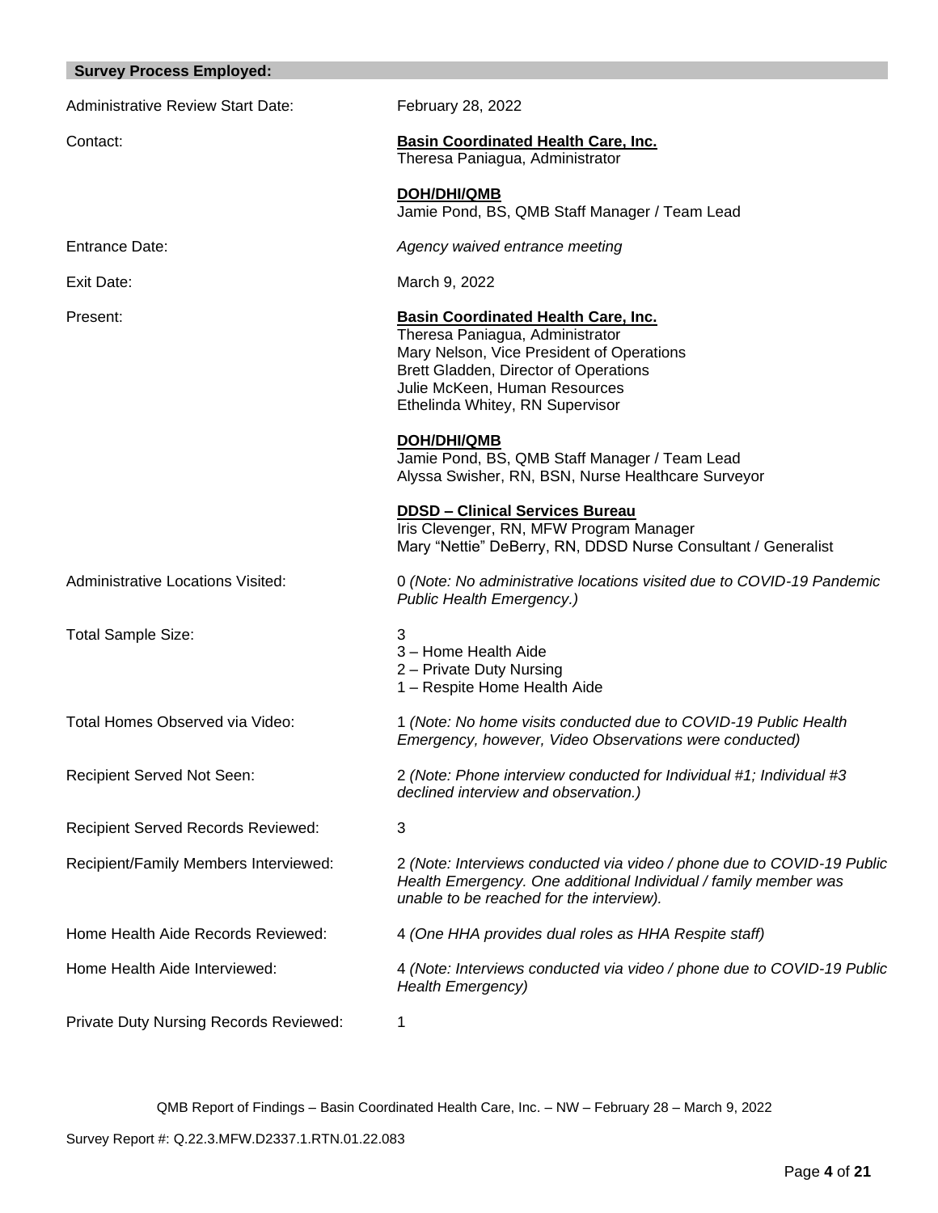## Survey Process Employed:

Administrative Review Start Date: February 28, 2022

Contact:

**Basin Coordinated Health Care, Inc.**
Theresa Paniagua, Administrator

**DOH/DHI/QMB**
Jamie Pond, BS, QMB Staff Manager / Team Lead

Entrance Date: *Agency waived entrance meeting*

Exit Date: March 9, 2022

Present:

**Basin Coordinated Health Care, Inc.**
Theresa Paniagua, Administrator
Mary Nelson, Vice President of Operations
Brett Gladden, Director of Operations
Julie McKeen, Human Resources
Ethelinda Whitey, RN Supervisor

**DOH/DHI/QMB**
Jamie Pond, BS, QMB Staff Manager / Team Lead
Alyssa Swisher, RN, BSN, Nurse Healthcare Surveyor

**DDSD – Clinical Services Bureau**
Iris Clevenger, RN, MFW Program Manager
Mary "Nettie" DeBerry, RN, DDSD Nurse Consultant / Generalist

Administrative Locations Visited: 0 *(Note: No administrative locations visited due to COVID-19 Pandemic Public Health Emergency.)*

Total Sample Size: 3
- 3 – Home Health Aide
- 2 – Private Duty Nursing
- 1 – Respite Home Health Aide

Total Homes Observed via Video: 1 *(Note: No home visits conducted due to COVID-19 Public Health Emergency, however, Video Observations were conducted)*

Recipient Served Not Seen: 2 *(Note: Phone interview conducted for Individual #1; Individual #3 declined interview and observation.)*

Recipient Served Records Reviewed: 3

Recipient/Family Members Interviewed: 2 *(Note: Interviews conducted via video / phone due to COVID-19 Public Health Emergency. One additional Individual / family member was unable to be reached for the interview).*

Home Health Aide Records Reviewed: 4 *(One HHA provides dual roles as HHA Respite staff)*

Home Health Aide Interviewed: 4 *(Note: Interviews conducted via video / phone due to COVID-19 Public Health Emergency)*

Private Duty Nursing Records Reviewed: 1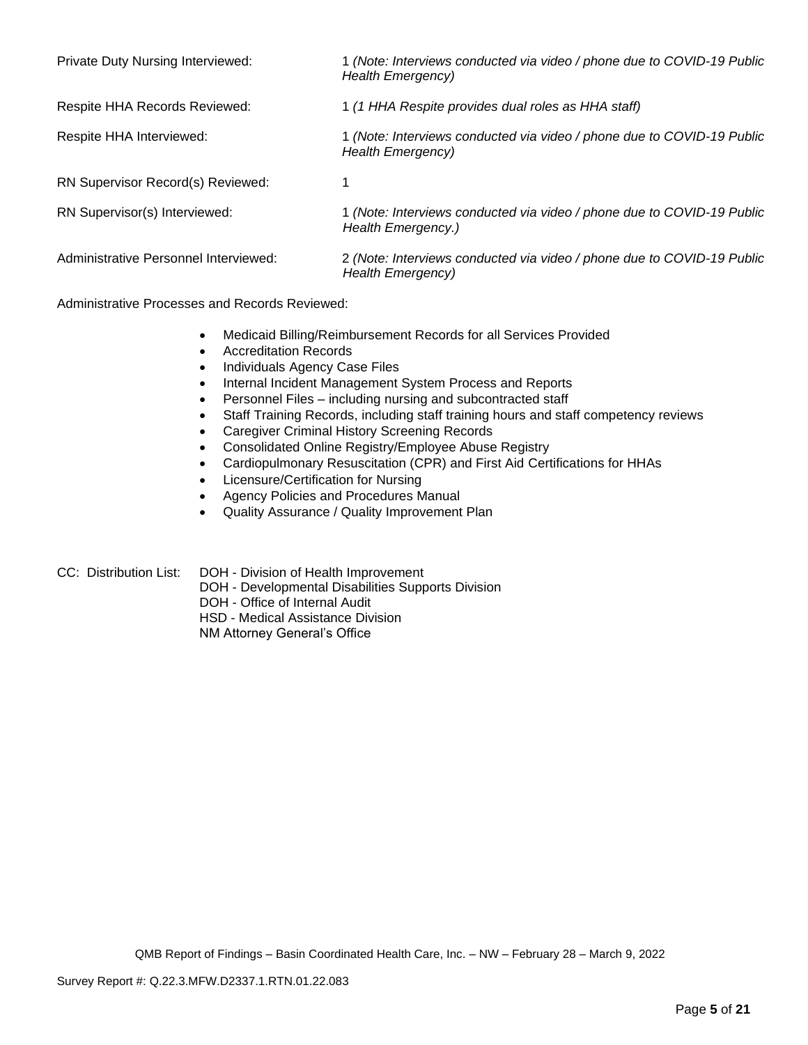| | |
|---|---|
| Private Duty Nursing Interviewed: | 1 *(Note: Interviews conducted via video / phone due to COVID-19 Public Health Emergency)* |
| Respite HHA Records Reviewed: | 1 *(1 HHA Respite provides dual roles as HHA staff)* |
| Respite HHA Interviewed: | 1 *(Note: Interviews conducted via video / phone due to COVID-19 Public Health Emergency)* |
| RN Supervisor Record(s) Reviewed: | 1 |
| RN Supervisor(s) Interviewed: | 1 *(Note: Interviews conducted via video / phone due to COVID-19 Public Health Emergency.)* |
| Administrative Personnel Interviewed: | 2 *(Note: Interviews conducted via video / phone due to COVID-19 Public Health Emergency)* |

Administrative Processes and Records Reviewed:

- Medicaid Billing/Reimbursement Records for all Services Provided
- Accreditation Records
- Individuals Agency Case Files
- Internal Incident Management System Process and Reports
- Personnel Files – including nursing and subcontracted staff
- Staff Training Records, including staff training hours and staff competency reviews
- Caregiver Criminal History Screening Records
- Consolidated Online Registry/Employee Abuse Registry
- Cardiopulmonary Resuscitation (CPR) and First Aid Certifications for HHAs
- Licensure/Certification for Nursing
- Agency Policies and Procedures Manual
- Quality Assurance / Quality Improvement Plan

CC: Distribution List:
DOH - Division of Health Improvement
DOH - Developmental Disabilities Supports Division
DOH - Office of Internal Audit
HSD - Medical Assistance Division
NM Attorney General's Office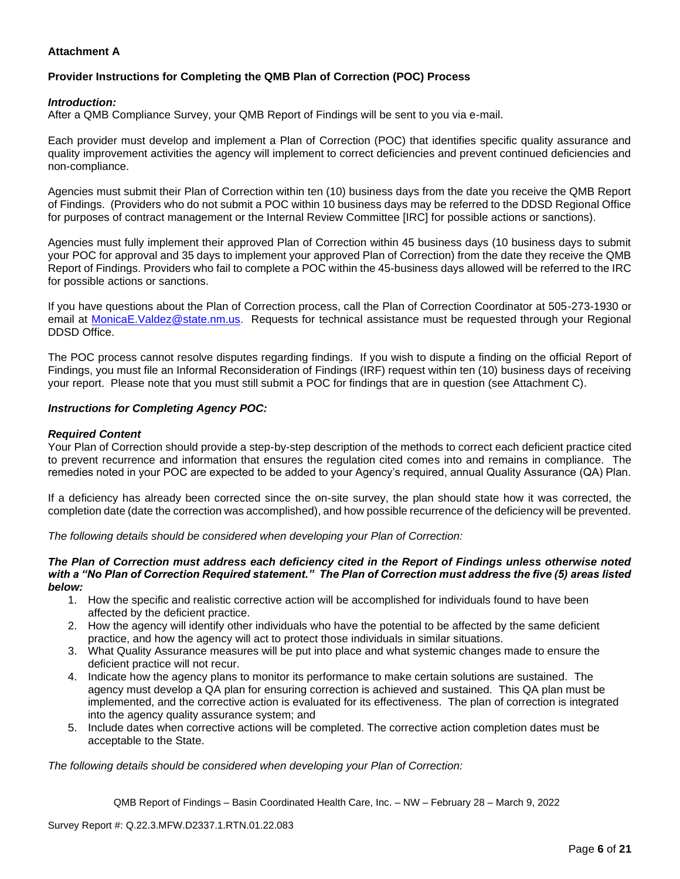**Attachment A**

**Provider Instructions for Completing the QMB Plan of Correction (POC) Process**

***Introduction:***
After a QMB Compliance Survey, your QMB Report of Findings will be sent to you via e-mail.

Each provider must develop and implement a Plan of Correction (POC) that identifies specific quality assurance and quality improvement activities the agency will implement to correct deficiencies and prevent continued deficiencies and non-compliance.

Agencies must submit their Plan of Correction within ten (10) business days from the date you receive the QMB Report of Findings. (Providers who do not submit a POC within 10 business days may be referred to the DDSD Regional Office for purposes of contract management or the Internal Review Committee [IRC] for possible actions or sanctions).

Agencies must fully implement their approved Plan of Correction within 45 business days (10 business days to submit your POC for approval and 35 days to implement your approved Plan of Correction) from the date they receive the QMB Report of Findings. Providers who fail to complete a POC within the 45-business days allowed will be referred to the IRC for possible actions or sanctions.

If you have questions about the Plan of Correction process, call the Plan of Correction Coordinator at 505-273-1930 or email at MonicaE.Valdez@state.nm.us. Requests for technical assistance must be requested through your Regional DDSD Office.

The POC process cannot resolve disputes regarding findings. If you wish to dispute a finding on the official Report of Findings, you must file an Informal Reconsideration of Findings (IRF) request within ten (10) business days of receiving your report. Please note that you must still submit a POC for findings that are in question (see Attachment C).

***Instructions for Completing Agency POC:***

***Required Content***
Your Plan of Correction should provide a step-by-step description of the methods to correct each deficient practice cited to prevent recurrence and information that ensures the regulation cited comes into and remains in compliance. The remedies noted in your POC are expected to be added to your Agency's required, annual Quality Assurance (QA) Plan.

If a deficiency has already been corrected since the on-site survey, the plan should state how it was corrected, the completion date (date the correction was accomplished), and how possible recurrence of the deficiency will be prevented.

*The following details should be considered when developing your Plan of Correction:*

***The Plan of Correction must address each deficiency cited in the Report of Findings unless otherwise noted with a "No Plan of Correction Required statement." The Plan of Correction must address the five (5) areas listed below:***

1. How the specific and realistic corrective action will be accomplished for individuals found to have been affected by the deficient practice.
2. How the agency will identify other individuals who have the potential to be affected by the same deficient practice, and how the agency will act to protect those individuals in similar situations.
3. What Quality Assurance measures will be put into place and what systemic changes made to ensure the deficient practice will not recur.
4. Indicate how the agency plans to monitor its performance to make certain solutions are sustained. The agency must develop a QA plan for ensuring correction is achieved and sustained. This QA plan must be implemented, and the corrective action is evaluated for its effectiveness. The plan of correction is integrated into the agency quality assurance system; and
5. Include dates when corrective actions will be completed. The corrective action completion dates must be acceptable to the State.

*The following details should be considered when developing your Plan of Correction:*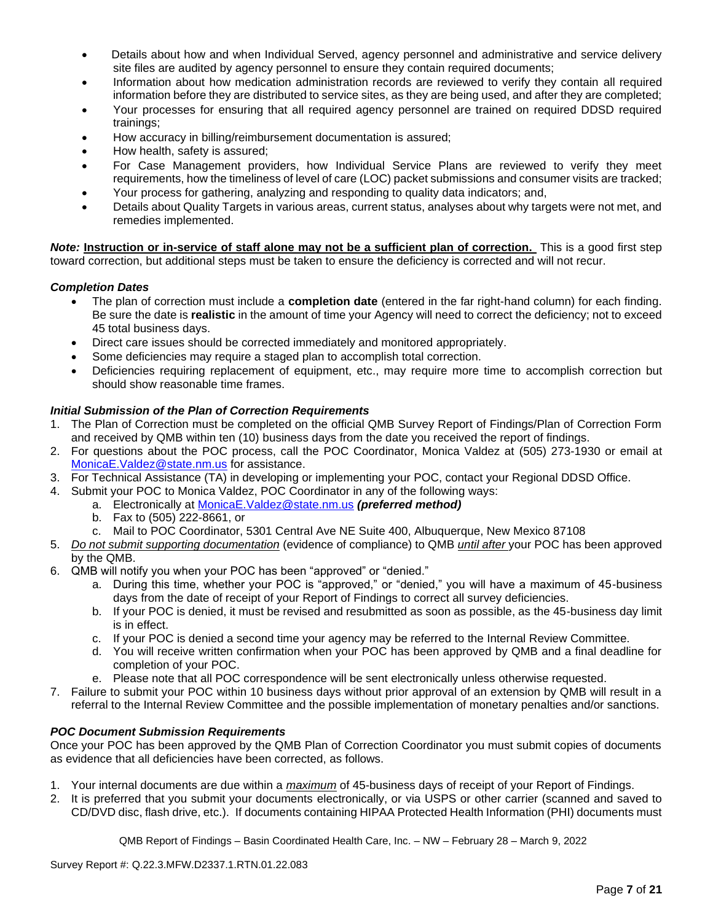- Details about how and when Individual Served, agency personnel and administrative and service delivery site files are audited by agency personnel to ensure they contain required documents;
- Information about how medication administration records are reviewed to verify they contain all required information before they are distributed to service sites, as they are being used, and after they are completed;
- Your processes for ensuring that all required agency personnel are trained on required DDSD required trainings;
- How accuracy in billing/reimbursement documentation is assured;
- How health, safety is assured;
- For Case Management providers, how Individual Service Plans are reviewed to verify they meet requirements, how the timeliness of level of care (LOC) packet submissions and consumer visits are tracked;
- Your process for gathering, analyzing and responding to quality data indicators; and,
- Details about Quality Targets in various areas, current status, analyses about why targets were not met, and remedies implemented.

***Note:*** **Instruction or in-service of staff alone may not be a sufficient plan of correction.** This is a good first step toward correction, but additional steps must be taken to ensure the deficiency is corrected and will not recur.

***Completion Dates***

- The plan of correction must include a **completion date** (entered in the far right-hand column) for each finding. Be sure the date is **realistic** in the amount of time your Agency will need to correct the deficiency; not to exceed 45 total business days.
- Direct care issues should be corrected immediately and monitored appropriately.
- Some deficiencies may require a staged plan to accomplish total correction.
- Deficiencies requiring replacement of equipment, etc., may require more time to accomplish correction but should show reasonable time frames.

***Initial Submission of the Plan of Correction Requirements***

1. The Plan of Correction must be completed on the official QMB Survey Report of Findings/Plan of Correction Form and received by QMB within ten (10) business days from the date you received the report of findings.
2. For questions about the POC process, call the POC Coordinator, Monica Valdez at (505) 273-1930 or email at MonicaE.Valdez@state.nm.us for assistance.
3. For Technical Assistance (TA) in developing or implementing your POC, contact your Regional DDSD Office.
4. Submit your POC to Monica Valdez, POC Coordinator in any of the following ways:
   a. Electronically at MonicaE.Valdez@state.nm.us ***(preferred method)***
   b. Fax to (505) 222-8661, or
   c. Mail to POC Coordinator, 5301 Central Ave NE Suite 400, Albuquerque, New Mexico 87108
5. *Do not submit supporting documentation* (evidence of compliance) to QMB *until after* your POC has been approved by the QMB.
6. QMB will notify you when your POC has been "approved" or "denied."
   a. During this time, whether your POC is "approved," or "denied," you will have a maximum of 45-business days from the date of receipt of your Report of Findings to correct all survey deficiencies.
   b. If your POC is denied, it must be revised and resubmitted as soon as possible, as the 45-business day limit is in effect.
   c. If your POC is denied a second time your agency may be referred to the Internal Review Committee.
   d. You will receive written confirmation when your POC has been approved by QMB and a final deadline for completion of your POC.
   e. Please note that all POC correspondence will be sent electronically unless otherwise requested.
7. Failure to submit your POC within 10 business days without prior approval of an extension by QMB will result in a referral to the Internal Review Committee and the possible implementation of monetary penalties and/or sanctions.

***POC Document Submission Requirements***

Once your POC has been approved by the QMB Plan of Correction Coordinator you must submit copies of documents as evidence that all deficiencies have been corrected, as follows.

1. Your internal documents are due within a *maximum* of 45-business days of receipt of your Report of Findings.
2. It is preferred that you submit your documents electronically, or via USPS or other carrier (scanned and saved to CD/DVD disc, flash drive, etc.). If documents containing HIPAA Protected Health Information (PHI) documents must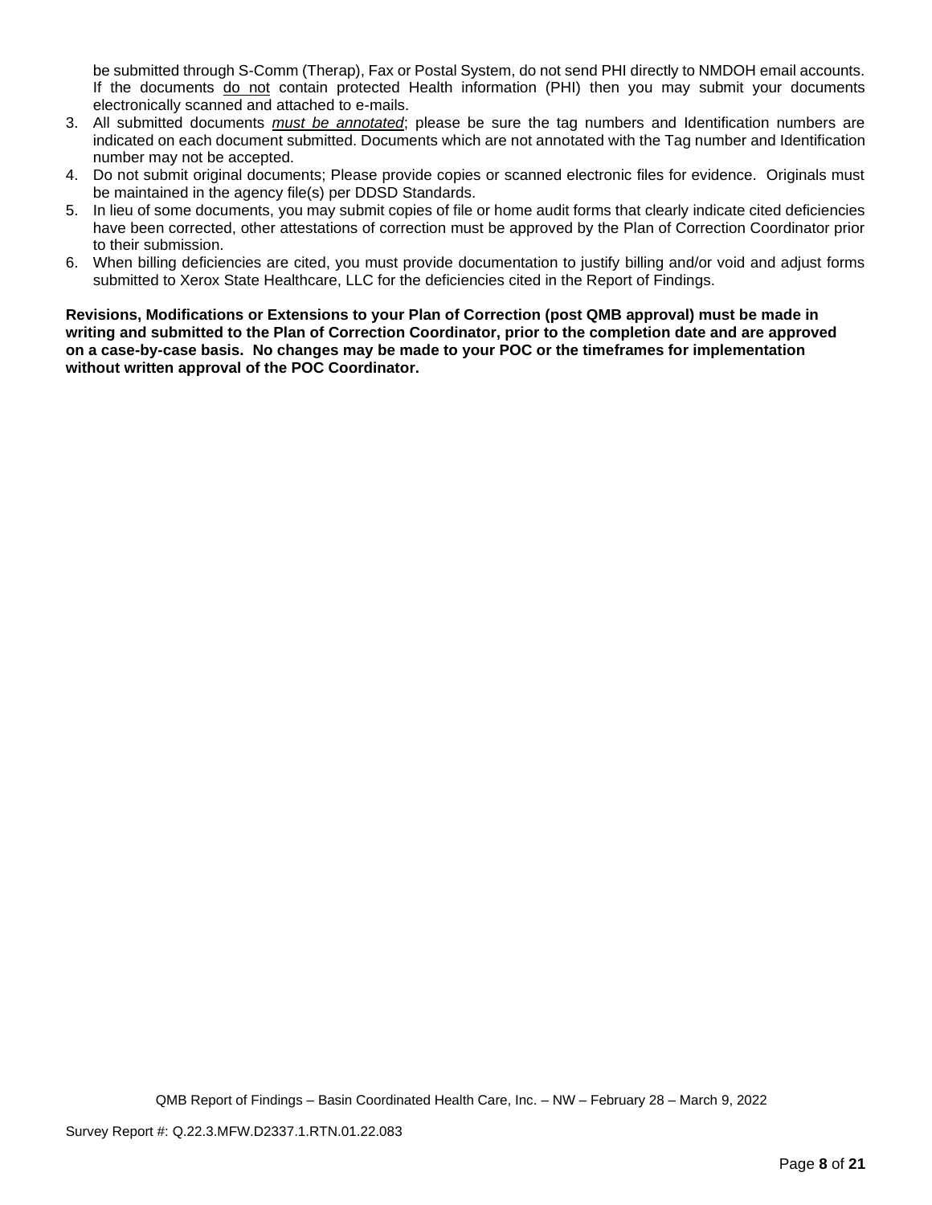be submitted through S-Comm (Therap), Fax or Postal System, do not send PHI directly to NMDOH email accounts. If the documents do not contain protected Health information (PHI) then you may submit your documents electronically scanned and attached to e-mails.

3. All submitted documents ***must be annotated***; please be sure the tag numbers and Identification numbers are indicated on each document submitted. Documents which are not annotated with the Tag number and Identification number may not be accepted.
4. Do not submit original documents; Please provide copies or scanned electronic files for evidence. Originals must be maintained in the agency file(s) per DDSD Standards.
5. In lieu of some documents, you may submit copies of file or home audit forms that clearly indicate cited deficiencies have been corrected, other attestations of correction must be approved by the Plan of Correction Coordinator prior to their submission.
6. When billing deficiencies are cited, you must provide documentation to justify billing and/or void and adjust forms submitted to Xerox State Healthcare, LLC for the deficiencies cited in the Report of Findings.

**Revisions, Modifications or Extensions to your Plan of Correction (post QMB approval) must be made in writing and submitted to the Plan of Correction Coordinator, prior to the completion date and are approved on a case-by-case basis. No changes may be made to your POC or the timeframes for implementation without written approval of the POC Coordinator.**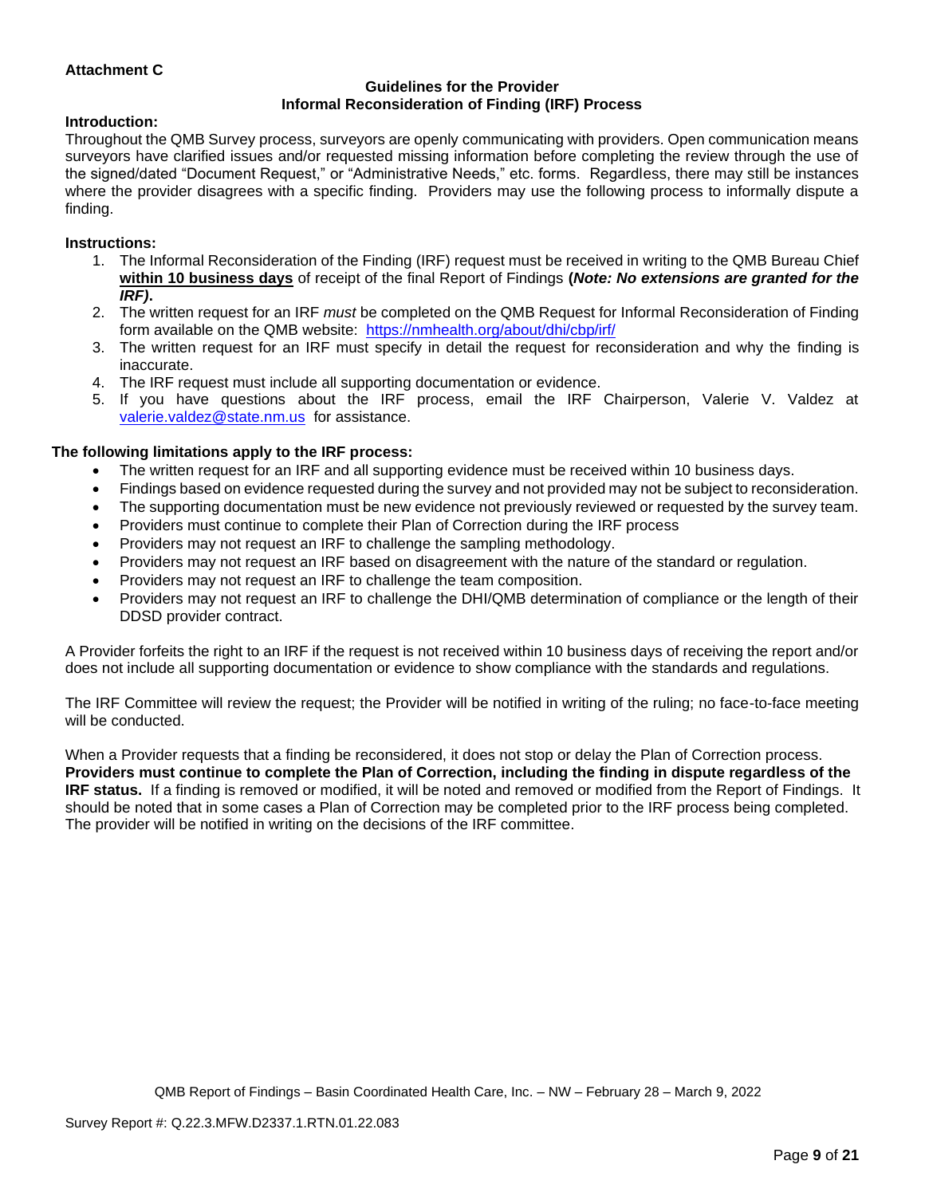**Attachment C**

**Guidelines for the Provider**
**Informal Reconsideration of Finding (IRF) Process**

**Introduction:**

Throughout the QMB Survey process, surveyors are openly communicating with providers. Open communication means surveyors have clarified issues and/or requested missing information before completing the review through the use of the signed/dated "Document Request," or "Administrative Needs," etc. forms. Regardless, there may still be instances where the provider disagrees with a specific finding. Providers may use the following process to informally dispute a finding.

**Instructions:**

1. The Informal Reconsideration of the Finding (IRF) request must be received in writing to the QMB Bureau Chief **within 10 business days** of receipt of the final Report of Findings **(*Note: No extensions are granted for the IRF*).**
2. The written request for an IRF *must* be completed on the QMB Request for Informal Reconsideration of Finding form available on the QMB website: https://nmhealth.org/about/dhi/cbp/irf/
3. The written request for an IRF must specify in detail the request for reconsideration and why the finding is inaccurate.
4. The IRF request must include all supporting documentation or evidence.
5. If you have questions about the IRF process, email the IRF Chairperson, Valerie V. Valdez at valerie.valdez@state.nm.us for assistance.

**The following limitations apply to the IRF process:**

- The written request for an IRF and all supporting evidence must be received within 10 business days.
- Findings based on evidence requested during the survey and not provided may not be subject to reconsideration.
- The supporting documentation must be new evidence not previously reviewed or requested by the survey team.
- Providers must continue to complete their Plan of Correction during the IRF process
- Providers may not request an IRF to challenge the sampling methodology.
- Providers may not request an IRF based on disagreement with the nature of the standard or regulation.
- Providers may not request an IRF to challenge the team composition.
- Providers may not request an IRF to challenge the DHI/QMB determination of compliance or the length of their DDSD provider contract.

A Provider forfeits the right to an IRF if the request is not received within 10 business days of receiving the report and/or does not include all supporting documentation or evidence to show compliance with the standards and regulations.

The IRF Committee will review the request; the Provider will be notified in writing of the ruling; no face-to-face meeting will be conducted.

When a Provider requests that a finding be reconsidered, it does not stop or delay the Plan of Correction process. **Providers must continue to complete the Plan of Correction, including the finding in dispute regardless of the IRF status.** If a finding is removed or modified, it will be noted and removed or modified from the Report of Findings. It should be noted that in some cases a Plan of Correction may be completed prior to the IRF process being completed. The provider will be notified in writing on the decisions of the IRF committee.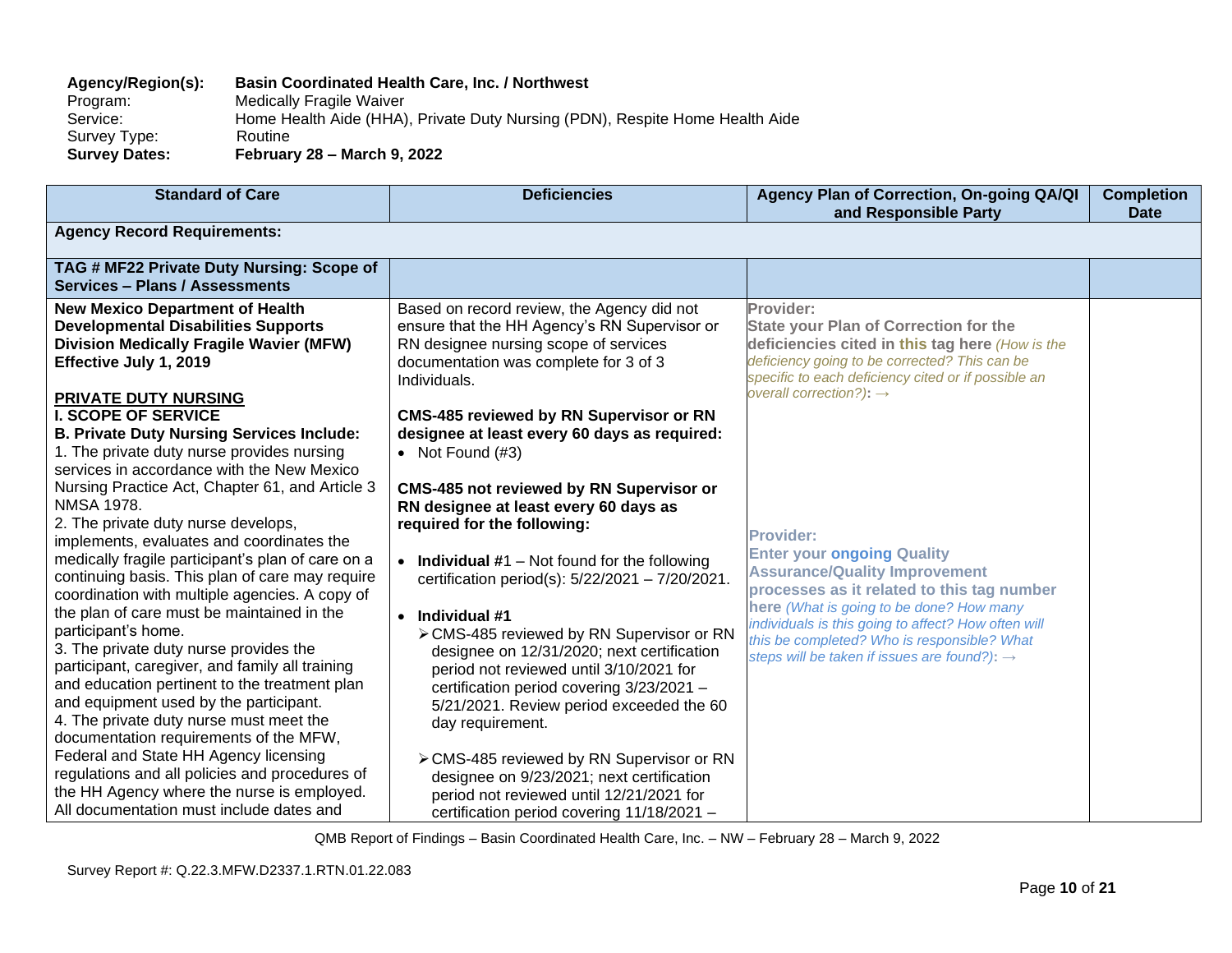**Agency/Region(s):** **Basin Coordinated Health Care, Inc. / Northwest**
Program: Medically Fragile Waiver
Service: Home Health Aide (HHA), Private Duty Nursing (PDN), Respite Home Health Aide
Survey Type: Routine
**Survey Dates:** **February 28 – March 9, 2022**

| Standard of Care | Deficiencies | Agency Plan of Correction, On-going QA/QI and Responsible Party | Completion Date |
|---|---|---|---|
| **Agency Record Requirements:** | | | |
| **TAG # MF22 Private Duty Nursing: Scope of Services – Plans / Assessments** | | | |
| **New Mexico Department of Health Developmental Disabilities Supports Division Medically Fragile Wavier (MFW) Effective July 1, 2019**<br><br>**PRIVATE DUTY NURSING**<br>**I. SCOPE OF SERVICE**<br>**B. Private Duty Nursing Services Include:**<br>1. The private duty nurse provides nursing services in accordance with the New Mexico Nursing Practice Act, Chapter 61, and Article 3 NMSA 1978.<br>2. The private duty nurse develops, implements, evaluates and coordinates the medically fragile participant's plan of care on a continuing basis. This plan of care may require coordination with multiple agencies. A copy of the plan of care must be maintained in the participant's home.<br>3. The private duty nurse provides the participant, caregiver, and family all training and education pertinent to the treatment plan and equipment used by the participant.<br>4. The private duty nurse must meet the documentation requirements of the MFW, Federal and State HH Agency licensing regulations and all policies and procedures of the HH Agency where the nurse is employed. All documentation must include dates and | Based on record review, the Agency did not ensure that the HH Agency's RN Supervisor or RN designee nursing scope of services documentation was complete for 3 of 3 Individuals.<br><br>**CMS-485 reviewed by RN Supervisor or RN designee at least every 60 days as required:**<br>• Not Found (#3)<br><br>**CMS-485 not reviewed by RN Supervisor or RN designee at least every 60 days as required for the following:**<br><br>• **Individual #1** – Not found for the following certification period(s): 5/22/2021 – 7/20/2021.<br><br>• **Individual #1**<br>➢ CMS-485 reviewed by RN Supervisor or RN designee on 12/31/2020; next certification period not reviewed until 3/10/2021 for certification period covering 3/23/2021 – 5/21/2021. Review period exceeded the 60 day requirement.<br><br>➢ CMS-485 reviewed by RN Supervisor or RN designee on 9/23/2021; next certification period not reviewed until 12/21/2021 for certification period covering 11/18/2021 – | Provider:<br>**State your Plan of Correction for the deficiencies cited in this tag here** *(How is the deficiency going to be corrected? This can be specific to each deficiency cited or if possible an overall correction?)*: →<br><br>Provider:<br>**Enter your ongoing Quality Assurance/Quality Improvement processes as it related to this tag number here** *(What is going to be done? How many individuals is this going to affect? How often will this be completed? Who is responsible? What steps will be taken if issues are found?)*: → | |

QMB Report of Findings – Basin Coordinated Health Care, Inc. – NW – February 28 – March 9, 2022

Survey Report #: Q.22.3.MFW.D2337.1.RTN.01.22.083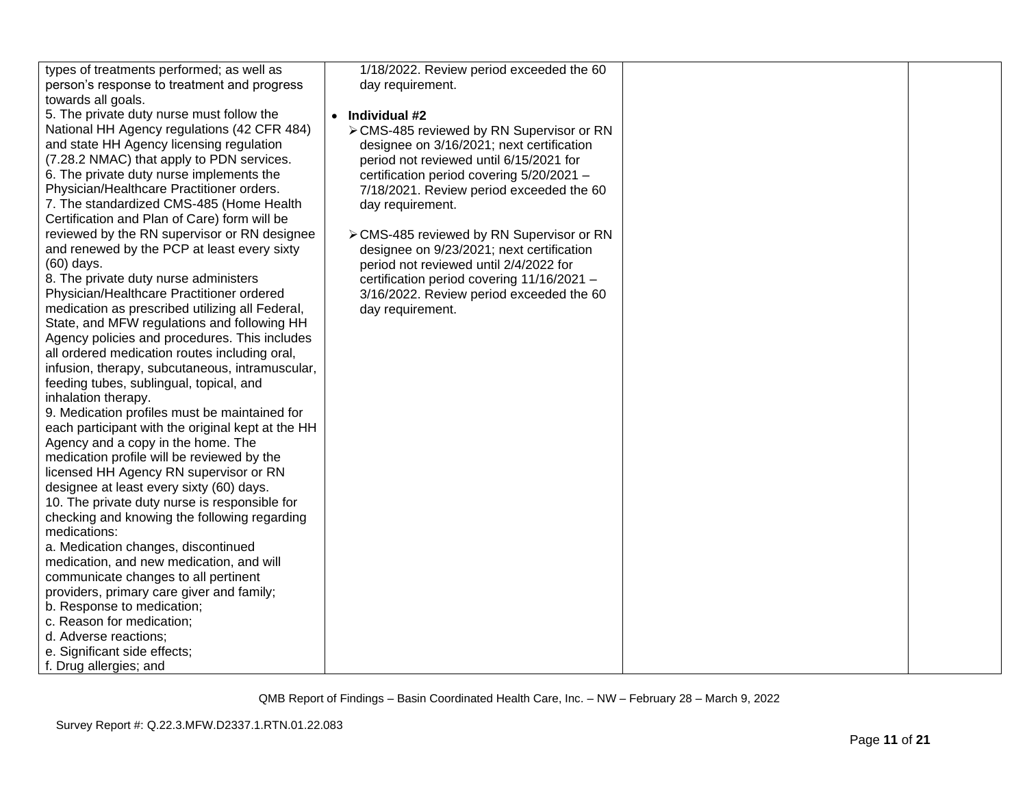| | | | |
|---|---|---|---|
| types of treatments performed; as well as person's response to treatment and progress towards all goals.<br>5. The private duty nurse must follow the National HH Agency regulations (42 CFR 484) and state HH Agency licensing regulation (7.28.2 NMAC) that apply to PDN services.<br>6. The private duty nurse implements the Physician/Healthcare Practitioner orders.<br>7. The standardized CMS-485 (Home Health Certification and Plan of Care) form will be reviewed by the RN supervisor or RN designee and renewed by the PCP at least every sixty (60) days.<br>8. The private duty nurse administers Physician/Healthcare Practitioner ordered medication as prescribed utilizing all Federal, State, and MFW regulations and following HH Agency policies and procedures. This includes all ordered medication routes including oral, infusion, therapy, subcutaneous, intramuscular, feeding tubes, sublingual, topical, and inhalation therapy.<br>9. Medication profiles must be maintained for each participant with the original kept at the HH Agency and a copy in the home. The medication profile will be reviewed by the licensed HH Agency RN supervisor or RN designee at least every sixty (60) days.<br>10. The private duty nurse is responsible for checking and knowing the following regarding medications:<br>a. Medication changes, discontinued medication, and new medication, and will communicate changes to all pertinent providers, primary care giver and family;<br>b. Response to medication;<br>c. Reason for medication;<br>d. Adverse reactions;<br>e. Significant side effects;<br>f. Drug allergies; and | 1/18/2022. Review period exceeded the 60 day requirement.<br><br>• **Individual #2**<br>➢ CMS-485 reviewed by RN Supervisor or RN designee on 3/16/2021; next certification period not reviewed until 6/15/2021 for certification period covering 5/20/2021 – 7/18/2021. Review period exceeded the 60 day requirement.<br><br>➢ CMS-485 reviewed by RN Supervisor or RN designee on 9/23/2021; next certification period not reviewed until 2/4/2022 for certification period covering 11/16/2021 – 3/16/2022. Review period exceeded the 60 day requirement. | | |

QMB Report of Findings – Basin Coordinated Health Care, Inc. – NW – February 28 – March 9, 2022

Survey Report #: Q.22.3.MFW.D2337.1.RTN.01.22.083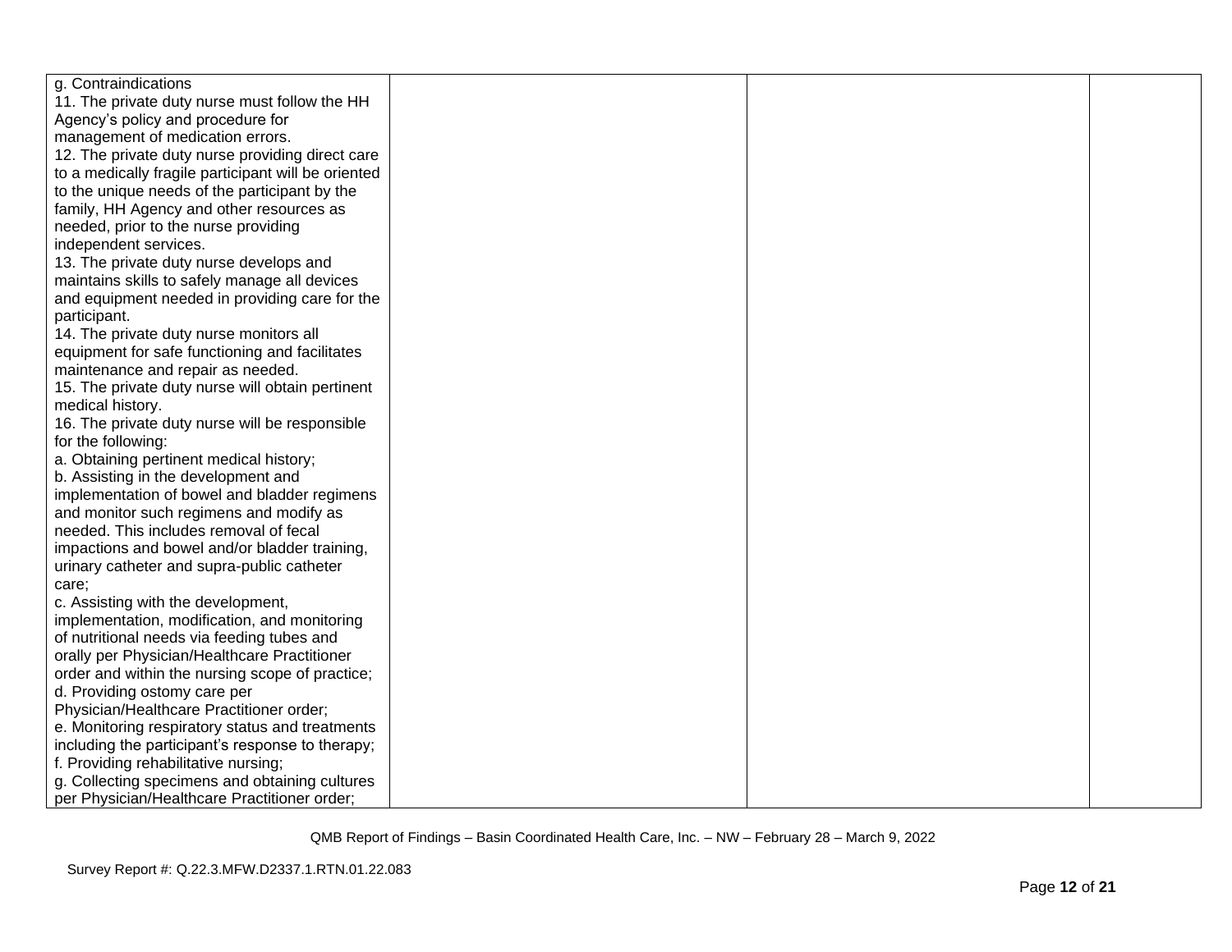| | | | |
|---|---|---|---|
| g. Contraindications<br>11. The private duty nurse must follow the HH Agency's policy and procedure for management of medication errors.<br>12. The private duty nurse providing direct care to a medically fragile participant will be oriented to the unique needs of the participant by the family, HH Agency and other resources as needed, prior to the nurse providing independent services.<br>13. The private duty nurse develops and maintains skills to safely manage all devices and equipment needed in providing care for the participant.<br>14. The private duty nurse monitors all equipment for safe functioning and facilitates maintenance and repair as needed.<br>15. The private duty nurse will obtain pertinent medical history.<br>16. The private duty nurse will be responsible for the following:<br>a. Obtaining pertinent medical history;<br>b. Assisting in the development and implementation of bowel and bladder regimens and monitor such regimens and modify as needed. This includes removal of fecal impactions and bowel and/or bladder training, urinary catheter and supra-public catheter care;<br>c. Assisting with the development, implementation, modification, and monitoring of nutritional needs via feeding tubes and orally per Physician/Healthcare Practitioner order and within the nursing scope of practice;<br>d. Providing ostomy care per Physician/Healthcare Practitioner order;<br>e. Monitoring respiratory status and treatments including the participant's response to therapy;<br>f. Providing rehabilitative nursing;<br>g. Collecting specimens and obtaining cultures per Physician/Healthcare Practitioner order; | | | |

QMB Report of Findings – Basin Coordinated Health Care, Inc. – NW – February 28 – March 9, 2022

Survey Report #: Q.22.3.MFW.D2337.1.RTN.01.22.083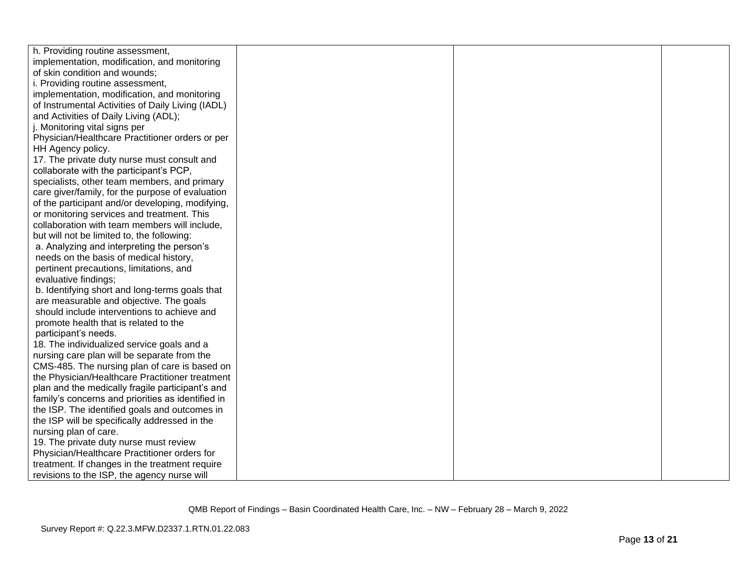| | | | |
|---|---|---|---|
| h. Providing routine assessment, implementation, modification, and monitoring of skin condition and wounds;<br>i. Providing routine assessment, implementation, modification, and monitoring of Instrumental Activities of Daily Living (IADL) and Activities of Daily Living (ADL);<br>j. Monitoring vital signs per Physician/Healthcare Practitioner orders or per HH Agency policy.<br>17. The private duty nurse must consult and collaborate with the participant's PCP, specialists, other team members, and primary care giver/family, for the purpose of evaluation of the participant and/or developing, modifying, or monitoring services and treatment. This collaboration with team members will include, but will not be limited to, the following:<br>a. Analyzing and interpreting the person's needs on the basis of medical history, pertinent precautions, limitations, and evaluative findings;<br>b. Identifying short and long-terms goals that are measurable and objective. The goals should include interventions to achieve and promote health that is related to the participant's needs.<br>18. The individualized service goals and a nursing care plan will be separate from the CMS-485. The nursing plan of care is based on the Physician/Healthcare Practitioner treatment plan and the medically fragile participant's and family's concerns and priorities as identified in the ISP. The identified goals and outcomes in the ISP will be specifically addressed in the nursing plan of care.<br>19. The private duty nurse must review Physician/Healthcare Practitioner orders for treatment. If changes in the treatment require revisions to the ISP, the agency nurse will | | | |

QMB Report of Findings – Basin Coordinated Health Care, Inc. – NW – February 28 – March 9, 2022

Survey Report #: Q.22.3.MFW.D2337.1.RTN.01.22.083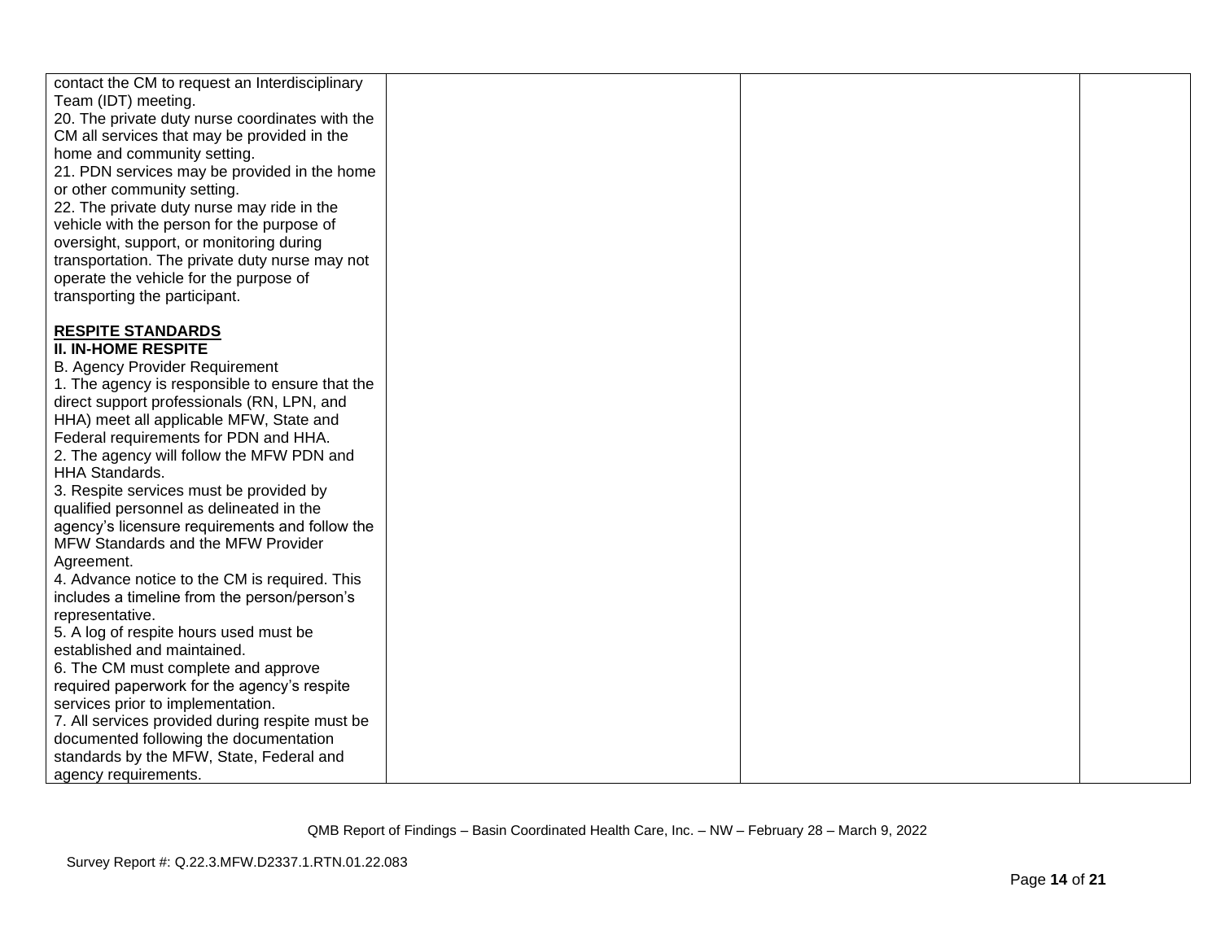| | | | |
|---|---|---|---|
| contact the CM to request an Interdisciplinary Team (IDT) meeting.<br>20. The private duty nurse coordinates with the CM all services that may be provided in the home and community setting.<br>21. PDN services may be provided in the home or other community setting.<br>22. The private duty nurse may ride in the vehicle with the person for the purpose of oversight, support, or monitoring during transportation. The private duty nurse may not operate the vehicle for the purpose of transporting the participant.<br><br>**RESPITE STANDARDS**<br>**II. IN-HOME RESPITE**<br>B. Agency Provider Requirement<br>1. The agency is responsible to ensure that the direct support professionals (RN, LPN, and HHA) meet all applicable MFW, State and Federal requirements for PDN and HHA.<br>2. The agency will follow the MFW PDN and HHA Standards.<br>3. Respite services must be provided by qualified personnel as delineated in the agency's licensure requirements and follow the MFW Standards and the MFW Provider Agreement.<br>4. Advance notice to the CM is required. This includes a timeline from the person/person's representative.<br>5. A log of respite hours used must be established and maintained.<br>6. The CM must complete and approve required paperwork for the agency's respite services prior to implementation.<br>7. All services provided during respite must be documented following the documentation standards by the MFW, State, Federal and agency requirements. | | | |

QMB Report of Findings – Basin Coordinated Health Care, Inc. – NW – February 28 – March 9, 2022

Survey Report #: Q.22.3.MFW.D2337.1.RTN.01.22.083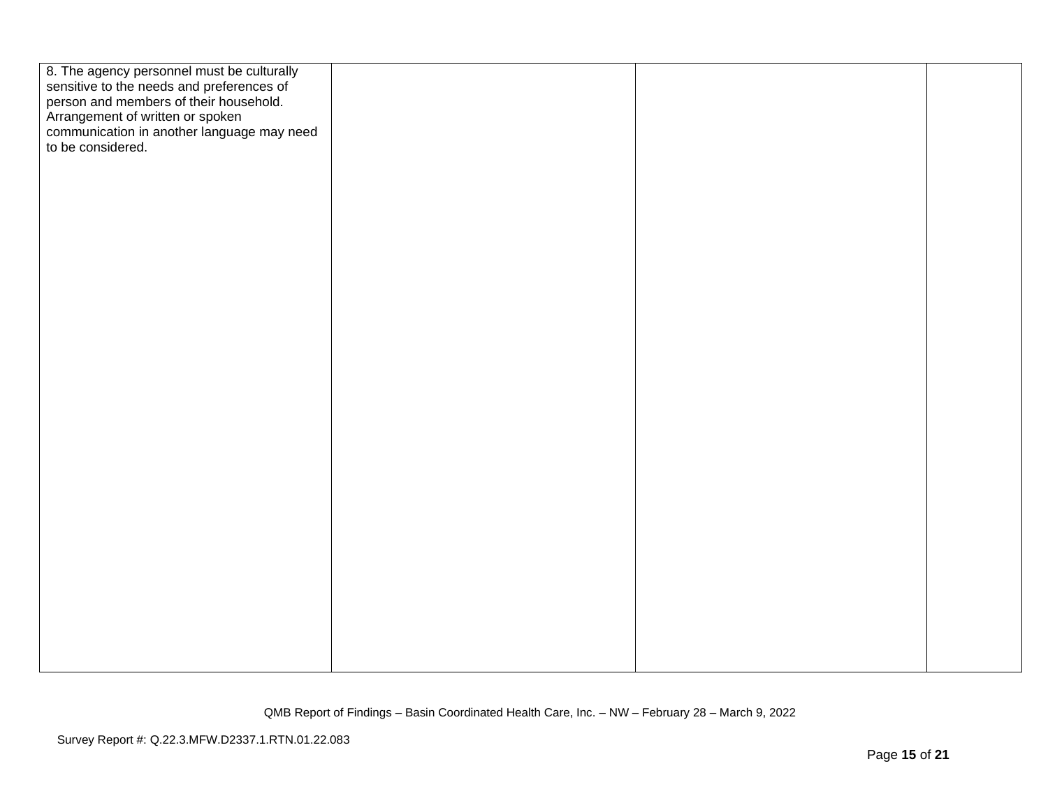| | | | |
|---|---|---|---|
| 8. The agency personnel must be culturally sensitive to the needs and preferences of person and members of their household. Arrangement of written or spoken communication in another language may need to be considered. | | | |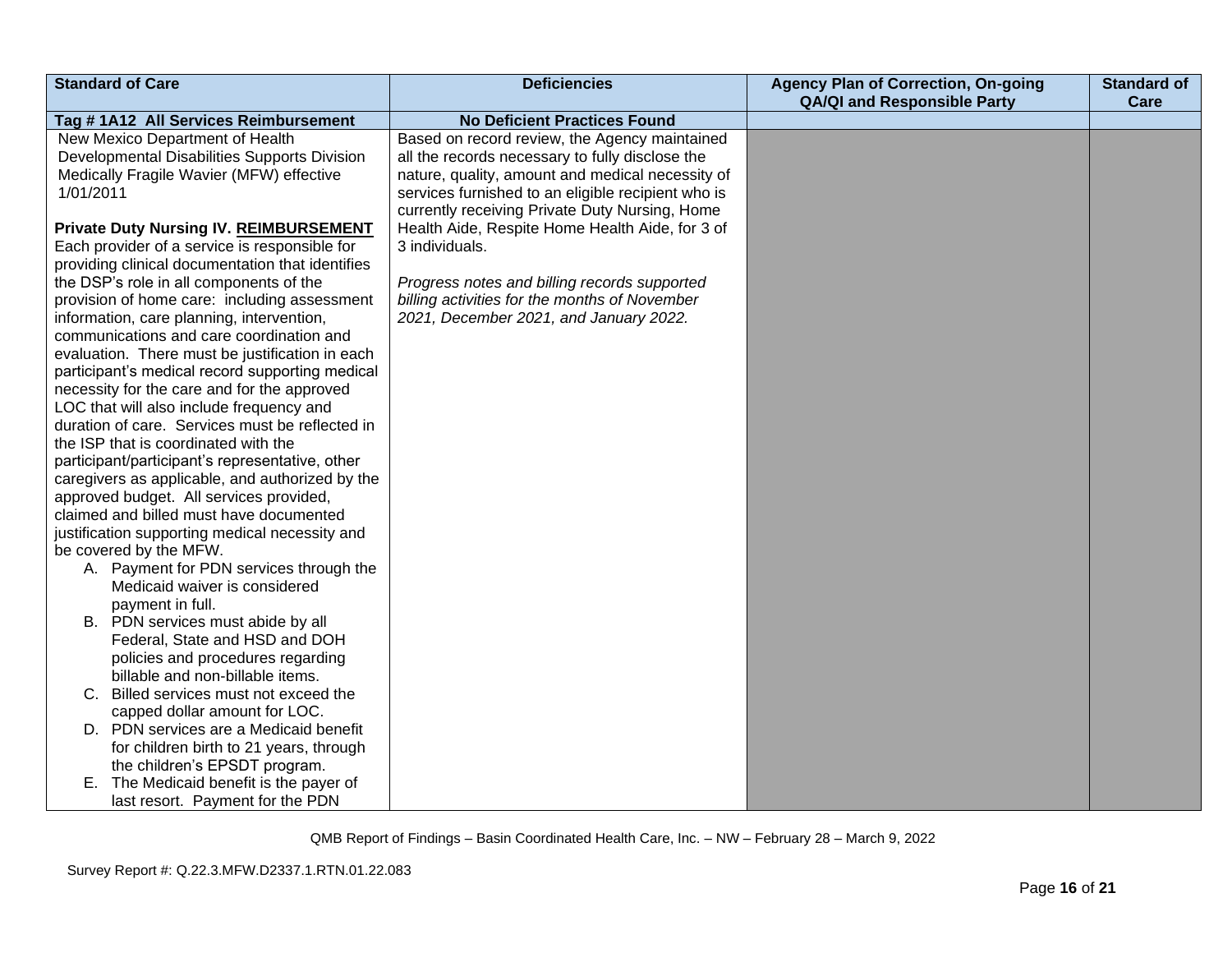| Standard of Care | Deficiencies | Agency Plan of Correction, On-going QA/QI and Responsible Party | Standard of Care |
|---|---|---|---|
| **Tag # 1A12 All Services Reimbursement** | **No Deficient Practices Found** | | |
| New Mexico Department of Health Developmental Disabilities Supports Division Medically Fragile Wavier (MFW) effective 1/01/2011<br><br>**Private Duty Nursing IV. REIMBURSEMENT** Each provider of a service is responsible for providing clinical documentation that identifies the DSP's role in all components of the provision of home care: including assessment information, care planning, intervention, communications and care coordination and evaluation. There must be justification in each participant's medical record supporting medical necessity for the care and for the approved LOC that will also include frequency and duration of care. Services must be reflected in the ISP that is coordinated with the participant/participant's representative, other caregivers as applicable, and authorized by the approved budget. All services provided, claimed and billed must have documented justification supporting medical necessity and be covered by the MFW.<br>A. Payment for PDN services through the Medicaid waiver is considered payment in full.<br>B. PDN services must abide by all Federal, State and HSD and DOH policies and procedures regarding billable and non-billable items.<br>C. Billed services must not exceed the capped dollar amount for LOC.<br>D. PDN services are a Medicaid benefit for children birth to 21 years, through the children's EPSDT program.<br>E. The Medicaid benefit is the payer of last resort. Payment for the PDN | Based on record review, the Agency maintained all the records necessary to fully disclose the nature, quality, amount and medical necessity of services furnished to an eligible recipient who is currently receiving Private Duty Nursing, Home Health Aide, Respite Home Health Aide, for 3 of 3 individuals.<br><br>*Progress notes and billing records supported billing activities for the months of November 2021, December 2021, and January 2022.* | | |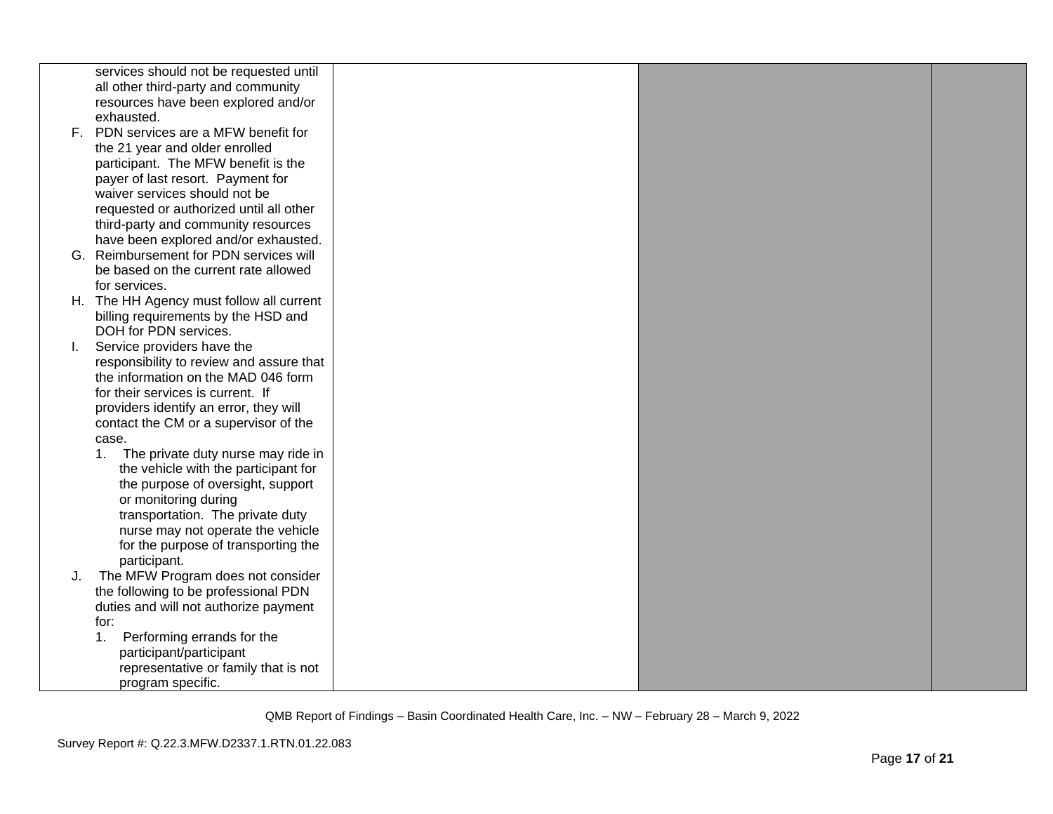| | | | |
|---|---|---|---|
| services should not be requested until all other third-party and community resources have been explored and/or exhausted.<br>F. PDN services are a MFW benefit for the 21 year and older enrolled participant. The MFW benefit is the payer of last resort. Payment for waiver services should not be requested or authorized until all other third-party and community resources have been explored and/or exhausted.<br>G. Reimbursement for PDN services will be based on the current rate allowed for services.<br>H. The HH Agency must follow all current billing requirements by the HSD and DOH for PDN services.<br>I. Service providers have the responsibility to review and assure that the information on the MAD 046 form for their services is current. If providers identify an error, they will contact the CM or a supervisor of the case.<br>1. The private duty nurse may ride in the vehicle with the participant for the purpose of oversight, support or monitoring during transportation. The private duty nurse may not operate the vehicle for the purpose of transporting the participant.<br>J. The MFW Program does not consider the following to be professional PDN duties and will not authorize payment for:<br>1. Performing errands for the participant/participant representative or family that is not program specific. | | | |

QMB Report of Findings – Basin Coordinated Health Care, Inc. – NW – February 28 – March 9, 2022

Survey Report #: Q.22.3.MFW.D2337.1.RTN.01.22.083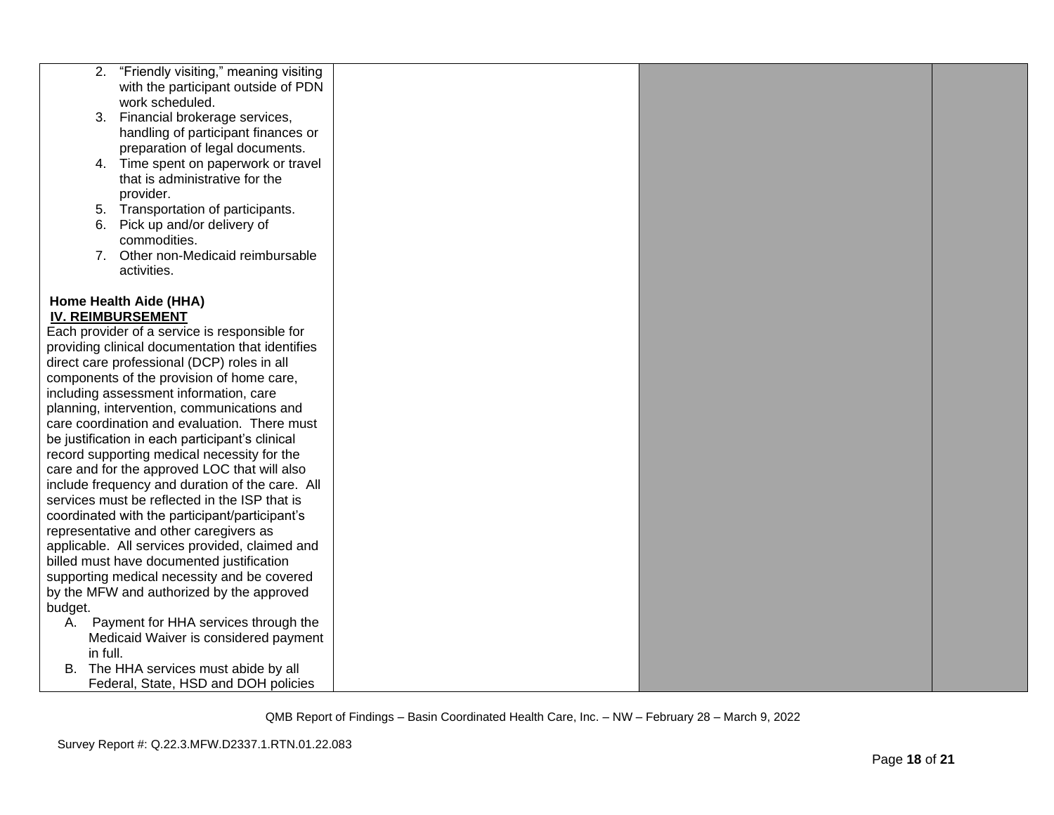| | | | |
|---|---|---|---|
| 2. "Friendly visiting," meaning visiting with the participant outside of PDN work scheduled.<br>3. Financial brokerage services, handling of participant finances or preparation of legal documents.<br>4. Time spent on paperwork or travel that is administrative for the provider.<br>5. Transportation of participants.<br>6. Pick up and/or delivery of commodities.<br>7. Other non-Medicaid reimbursable activities.<br><br>**Home Health Aide (HHA)**<br>**IV. REIMBURSEMENT**<br>Each provider of a service is responsible for providing clinical documentation that identifies direct care professional (DCP) roles in all components of the provision of home care, including assessment information, care planning, intervention, communications and care coordination and evaluation. There must be justification in each participant's clinical record supporting medical necessity for the care and for the approved LOC that will also include frequency and duration of the care. All services must be reflected in the ISP that is coordinated with the participant/participant's representative and other caregivers as applicable. All services provided, claimed and billed must have documented justification supporting medical necessity and be covered by the MFW and authorized by the approved budget.<br>A. Payment for HHA services through the Medicaid Waiver is considered payment in full.<br>B. The HHA services must abide by all Federal, State, HSD and DOH policies | | | |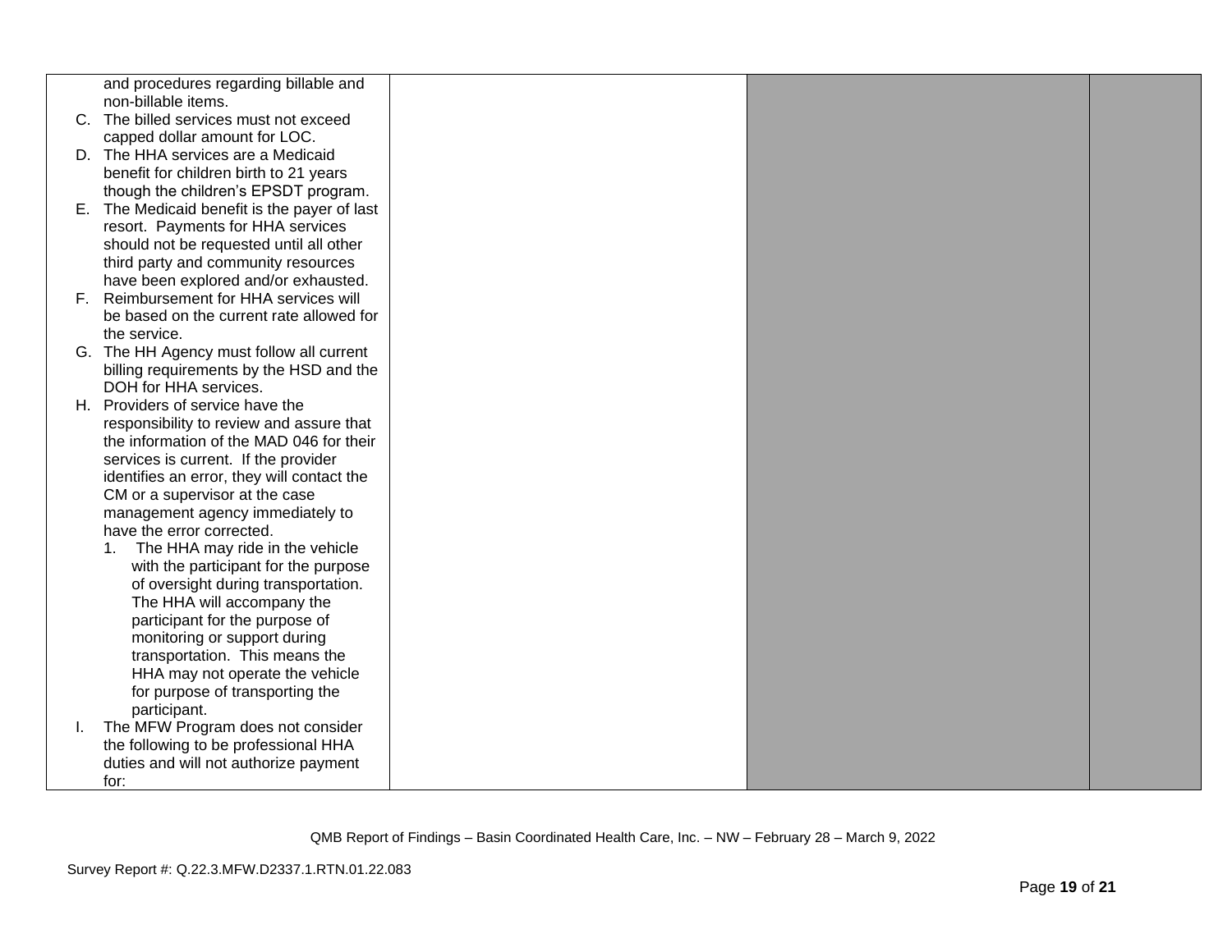| | | | |
|---|---|---|---|
| and procedures regarding billable and non-billable items.<br>C. The billed services must not exceed capped dollar amount for LOC.<br>D. The HHA services are a Medicaid benefit for children birth to 21 years though the children's EPSDT program.<br>E. The Medicaid benefit is the payer of last resort. Payments for HHA services should not be requested until all other third party and community resources have been explored and/or exhausted.<br>F. Reimbursement for HHA services will be based on the current rate allowed for the service.<br>G. The HH Agency must follow all current billing requirements by the HSD and the DOH for HHA services.<br>H. Providers of service have the responsibility to review and assure that the information of the MAD 046 for their services is current. If the provider identifies an error, they will contact the CM or a supervisor at the case management agency immediately to have the error corrected.<br>1. The HHA may ride in the vehicle with the participant for the purpose of oversight during transportation. The HHA will accompany the participant for the purpose of monitoring or support during transportation. This means the HHA may not operate the vehicle for purpose of transporting the participant.<br>I. The MFW Program does not consider the following to be professional HHA duties and will not authorize payment for: | | | |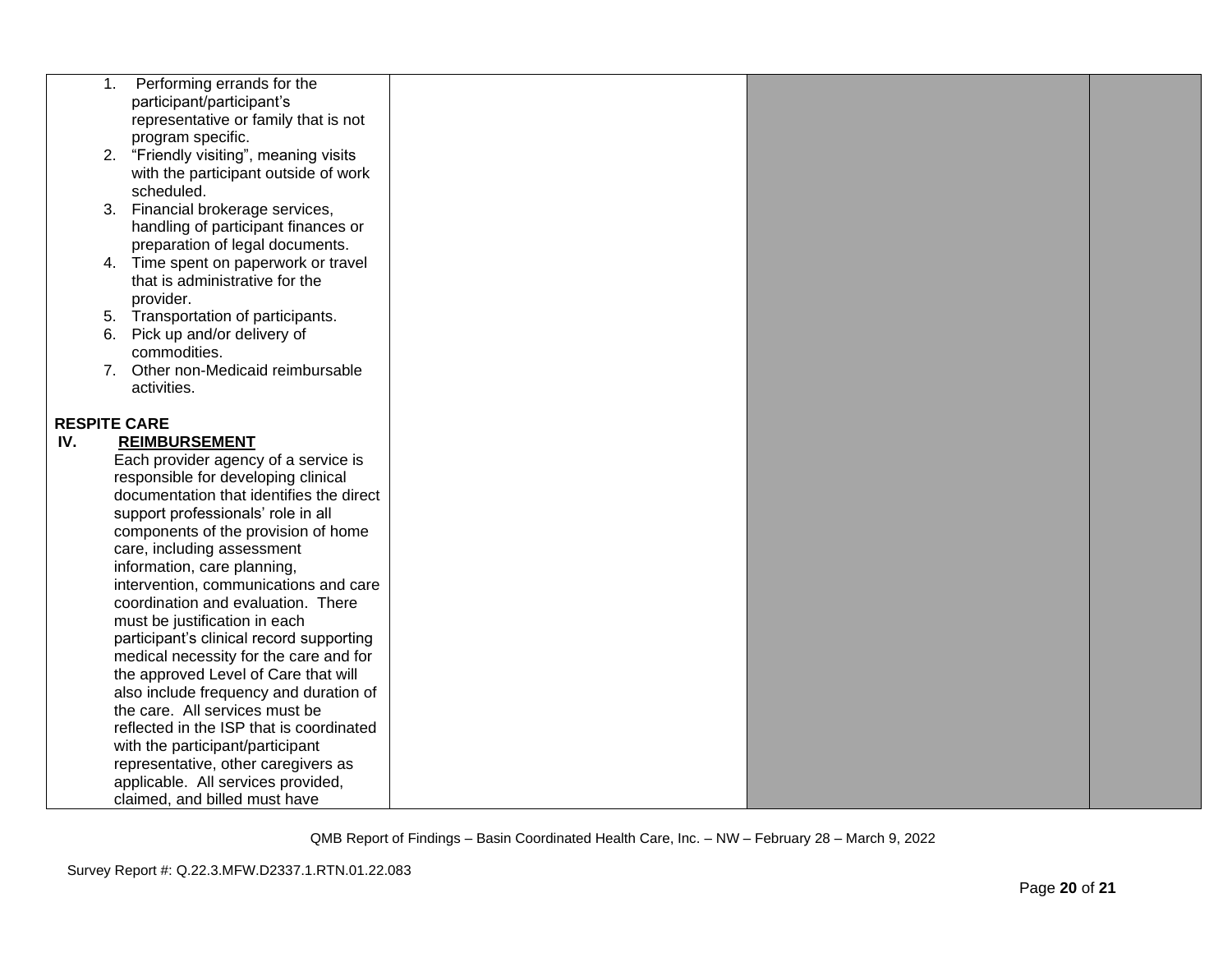| | | | |
|---|---|---|---|
| 1. Performing errands for the participant/participant's representative or family that is not program specific.<br>2. "Friendly visiting", meaning visits with the participant outside of work scheduled.<br>3. Financial brokerage services, handling of participant finances or preparation of legal documents.<br>4. Time spent on paperwork or travel that is administrative for the provider.<br>5. Transportation of participants.<br>6. Pick up and/or delivery of commodities.<br>7. Other non-Medicaid reimbursable activities.<br><br>**RESPITE CARE**<br>**IV. REIMBURSEMENT**<br>Each provider agency of a service is responsible for developing clinical documentation that identifies the direct support professionals' role in all components of the provision of home care, including assessment information, care planning, intervention, communications and care coordination and evaluation. There must be justification in each participant's clinical record supporting medical necessity for the care and for the approved Level of Care that will also include frequency and duration of the care. All services must be reflected in the ISP that is coordinated with the participant/participant representative, other caregivers as applicable. All services provided, claimed, and billed must have | | | |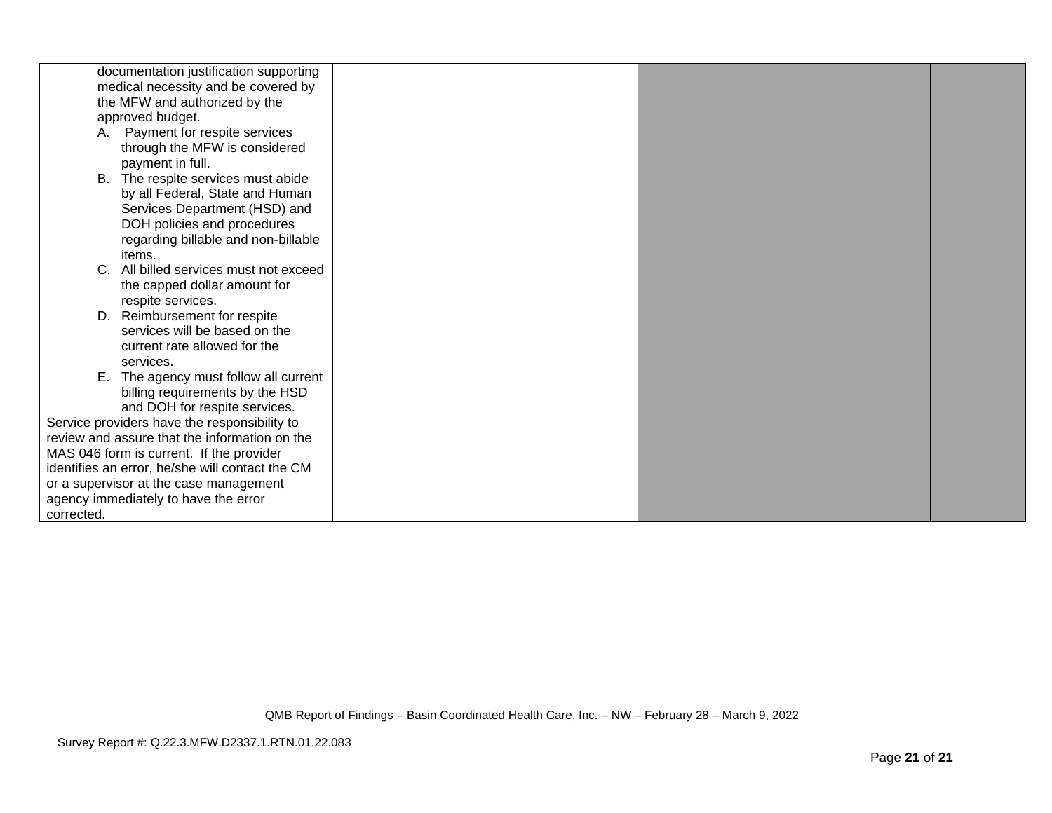| | | | |
|---|---|---|---|
| documentation justification supporting medical necessity and be covered by the MFW and authorized by the approved budget.<br>A. Payment for respite services through the MFW is considered payment in full.<br>B. The respite services must abide by all Federal, State and Human Services Department (HSD) and DOH policies and procedures regarding billable and non-billable items.<br>C. All billed services must not exceed the capped dollar amount for respite services.<br>D. Reimbursement for respite services will be based on the current rate allowed for the services.<br>E. The agency must follow all current billing requirements by the HSD and DOH for respite services.<br>Service providers have the responsibility to review and assure that the information on the MAS 046 form is current. If the provider identifies an error, he/she will contact the CM or a supervisor at the case management agency immediately to have the error corrected. | | | |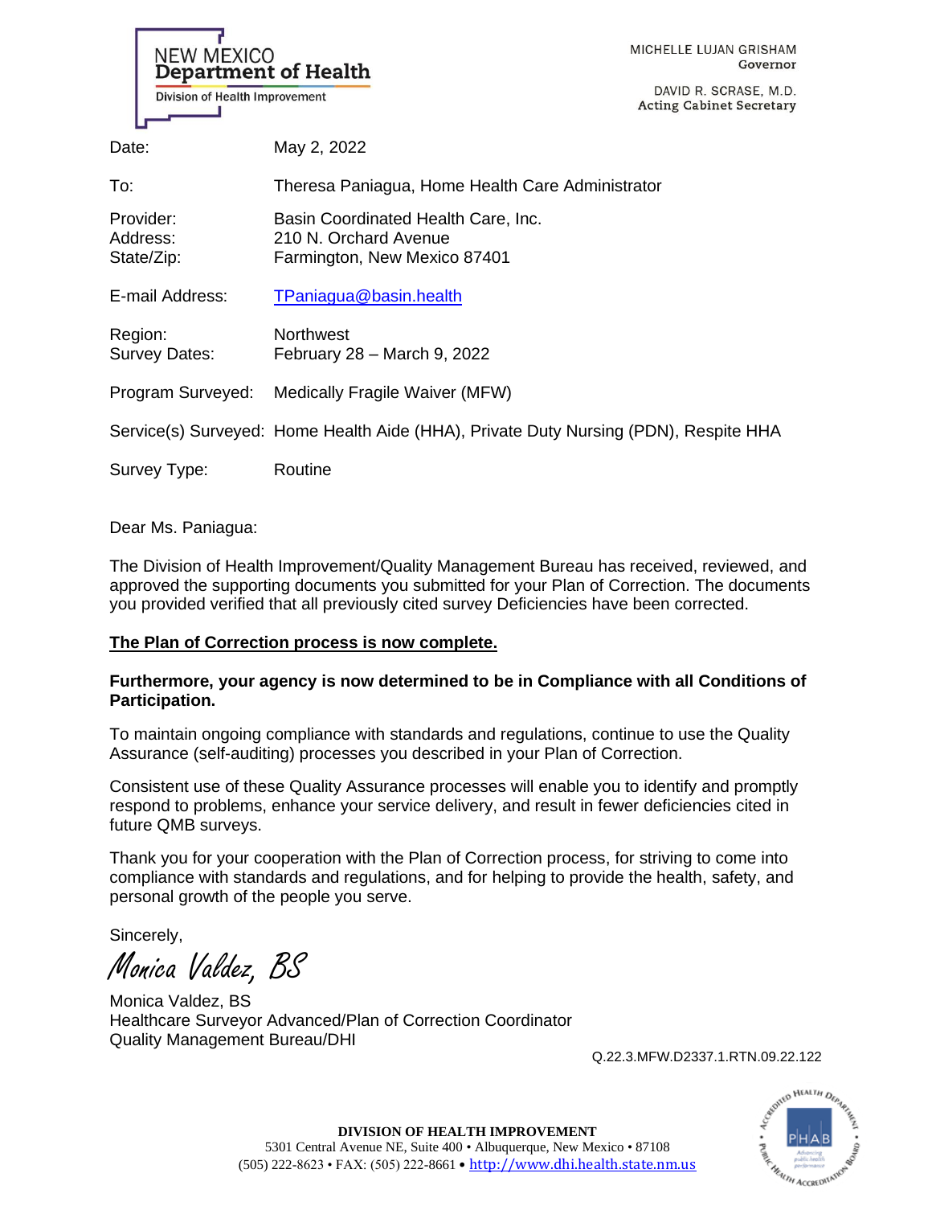NEW MEXICO
**Department of Health**
Division of Health Improvement

MICHELLE LUJAN GRISHAM
Governor

DAVID R. SCRASE, M.D.
Acting Cabinet Secretary

| | |
|---|---|
| Date: | May 2, 2022 |
| To: | Theresa Paniagua, Home Health Care Administrator |
| Provider: | Basin Coordinated Health Care, Inc. |
| Address: | 210 N. Orchard Avenue |
| State/Zip: | Farmington, New Mexico 87401 |
| E-mail Address: | TPaniagua@basin.health |
| Region: | Northwest |
| Survey Dates: | February 28 – March 9, 2022 |
| Program Surveyed: | Medically Fragile Waiver (MFW) |
| Service(s) Surveyed: | Home Health Aide (HHA), Private Duty Nursing (PDN), Respite HHA |
| Survey Type: | Routine |

Dear Ms. Paniagua:

The Division of Health Improvement/Quality Management Bureau has received, reviewed, and approved the supporting documents you submitted for your Plan of Correction. The documents you provided verified that all previously cited survey Deficiencies have been corrected.

**The Plan of Correction process is now complete.**

**Furthermore, your agency is now determined to be in Compliance with all Conditions of Participation.**

To maintain ongoing compliance with standards and regulations, continue to use the Quality Assurance (self-auditing) processes you described in your Plan of Correction.

Consistent use of these Quality Assurance processes will enable you to identify and promptly respond to problems, enhance your service delivery, and result in fewer deficiencies cited in future QMB surveys.

Thank you for your cooperation with the Plan of Correction process, for striving to come into compliance with standards and regulations, and for helping to provide the health, safety, and personal growth of the people you serve.

Sincerely,

*Monica Valdez, BS*

Monica Valdez, BS
Healthcare Surveyor Advanced/Plan of Correction Coordinator
Quality Management Bureau/DHI

Q.22.3.MFW.D2337.1.RTN.09.22.122

**DIVISION OF HEALTH IMPROVEMENT**
5301 Central Avenue NE, Suite 400 • Albuquerque, New Mexico • 87108
(505) 222-8623 • FAX: (505) 222-8661 • http://www.dhi.health.state.nm.us